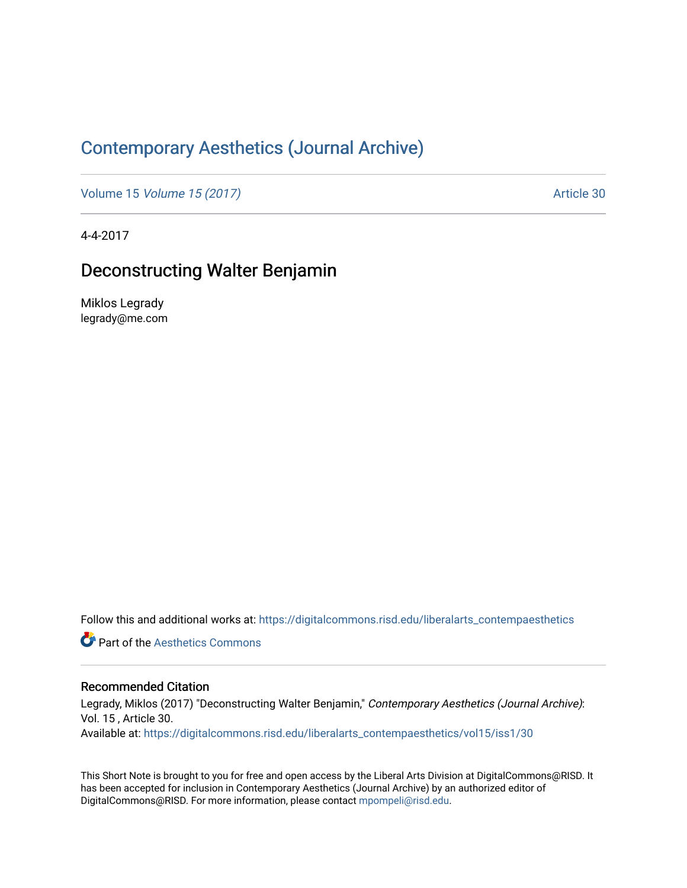# Contemporary Aesthetics (Journal Archive)

Volume 15 *Volume 15 (2017)* Article 30

4-4-2017

## Deconstructing Walter Benjamin

Miklos Legrady
legrady@me.com

Follow this and additional works at: https://digitalcommons.risd.edu/liberalarts_contempaesthetics

Part of the Aesthetics Commons

### Recommended Citation

Legrady, Miklos (2017) "Deconstructing Walter Benjamin," *Contemporary Aesthetics (Journal Archive)*: Vol. 15 , Article 30.
Available at: https://digitalcommons.risd.edu/liberalarts_contempaesthetics/vol15/iss1/30

This Short Note is brought to you for free and open access by the Liberal Arts Division at DigitalCommons@RISD. It has been accepted for inclusion in Contemporary Aesthetics (Journal Archive) by an authorized editor of DigitalCommons@RISD. For more information, please contact mpompeli@risd.edu.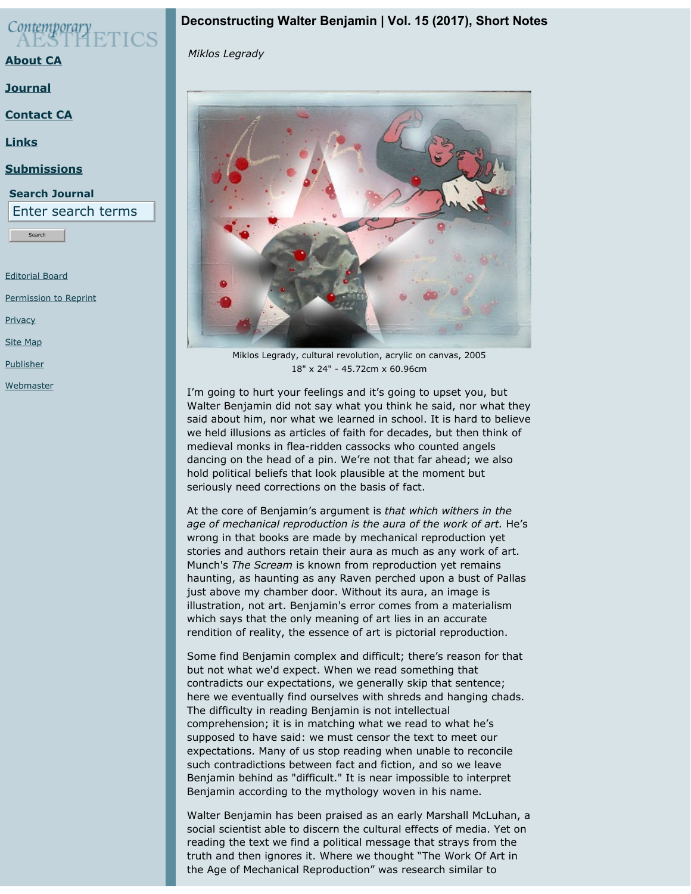# Deconstructing Walter Benjamin | Vol. 15 (2017), Short Notes

*Miklos Legrady*

Miklos Legrady, cultural revolution, acrylic on canvas, 2005
18" x 24" - 45.72cm x 60.96cm

I'm going to hurt your feelings and it's going to upset you, but Walter Benjamin did not say what you think he said, nor what they said about him, nor what we learned in school. It is hard to believe we held illusions as articles of faith for decades, but then think of medieval monks in flea-ridden cassocks who counted angels dancing on the head of a pin. We're not that far ahead; we also hold political beliefs that look plausible at the moment but seriously need corrections on the basis of fact.

At the core of Benjamin's argument is *that which withers in the age of mechanical reproduction is the aura of the work of art.* He's wrong in that books are made by mechanical reproduction yet stories and authors retain their aura as much as any work of art. Munch's *The Scream* is known from reproduction yet remains haunting, as haunting as any Raven perched upon a bust of Pallas just above my chamber door. Without its aura, an image is illustration, not art. Benjamin's error comes from a materialism which says that the only meaning of art lies in an accurate rendition of reality, the essence of art is pictorial reproduction.

Some find Benjamin complex and difficult; there's reason for that but not what we'd expect. When we read something that contradicts our expectations, we generally skip that sentence; here we eventually find ourselves with shreds and hanging chads. The difficulty in reading Benjamin is not intellectual comprehension; it is in matching what we read to what he's supposed to have said: we must censor the text to meet our expectations. Many of us stop reading when unable to reconcile such contradictions between fact and fiction, and so we leave Benjamin behind as "difficult." It is near impossible to interpret Benjamin according to the mythology woven in his name.

Walter Benjamin has been praised as an early Marshall McLuhan, a social scientist able to discern the cultural effects of media. Yet on reading the text we find a political message that strays from the truth and then ignores it. Where we thought "The Work Of Art in the Age of Mechanical Reproduction" was research similar to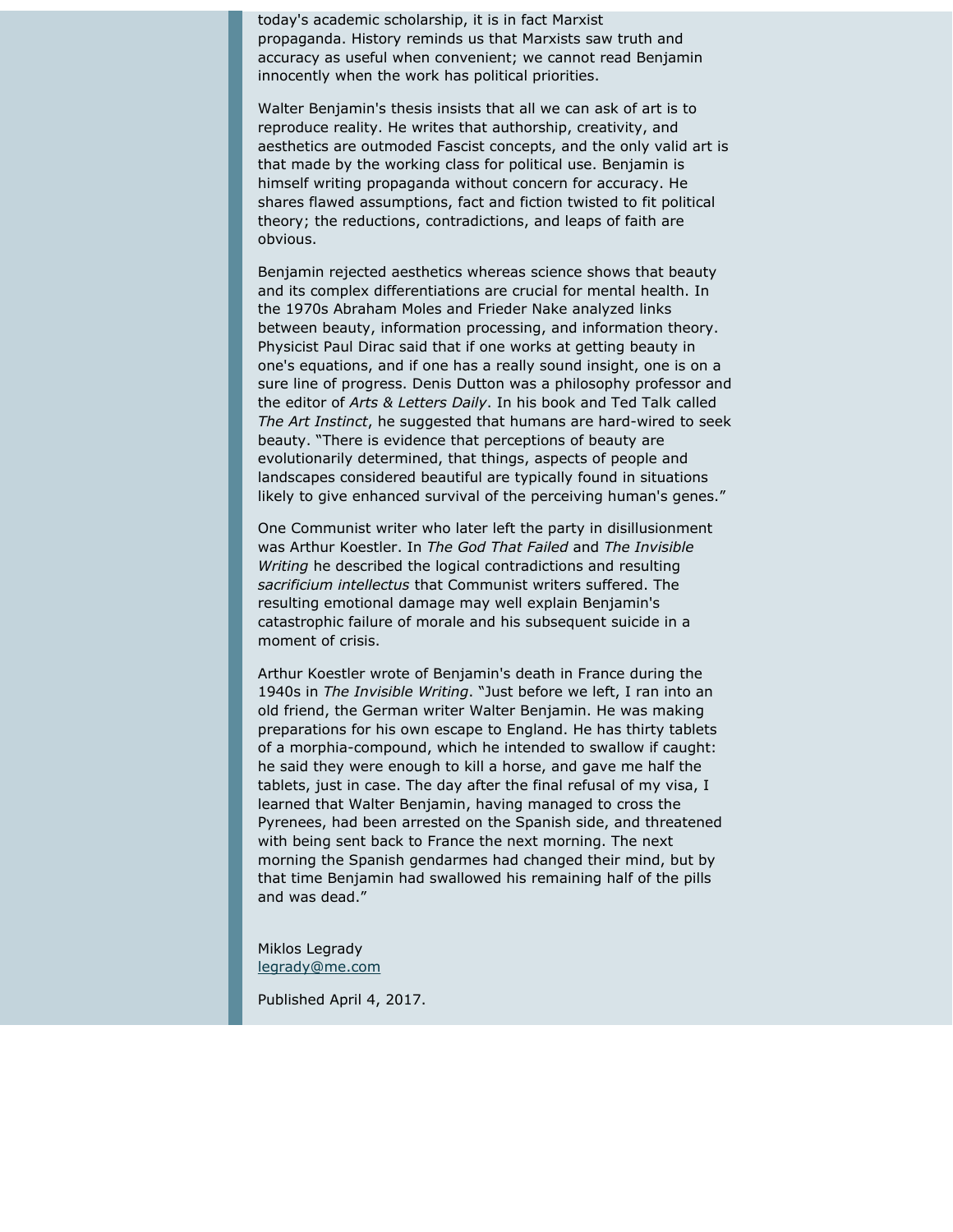today's academic scholarship, it is in fact Marxist propaganda. History reminds us that Marxists saw truth and accuracy as useful when convenient; we cannot read Benjamin innocently when the work has political priorities.

Walter Benjamin's thesis insists that all we can ask of art is to reproduce reality. He writes that authorship, creativity, and aesthetics are outmoded Fascist concepts, and the only valid art is that made by the working class for political use. Benjamin is himself writing propaganda without concern for accuracy. He shares flawed assumptions, fact and fiction twisted to fit political theory; the reductions, contradictions, and leaps of faith are obvious.

Benjamin rejected aesthetics whereas science shows that beauty and its complex differentiations are crucial for mental health. In the 1970s Abraham Moles and Frieder Nake analyzed links between beauty, information processing, and information theory. Physicist Paul Dirac said that if one works at getting beauty in one's equations, and if one has a really sound insight, one is on a sure line of progress. Denis Dutton was a philosophy professor and the editor of *Arts & Letters Daily*. In his book and Ted Talk called *The Art Instinct*, he suggested that humans are hard-wired to seek beauty. “There is evidence that perceptions of beauty are evolutionarily determined, that things, aspects of people and landscapes considered beautiful are typically found in situations likely to give enhanced survival of the perceiving human's genes.”

One Communist writer who later left the party in disillusionment was Arthur Koestler. In *The God That Failed* and *The Invisible Writing* he described the logical contradictions and resulting *sacrificium intellectus* that Communist writers suffered. The resulting emotional damage may well explain Benjamin's catastrophic failure of morale and his subsequent suicide in a moment of crisis.

Arthur Koestler wrote of Benjamin's death in France during the 1940s in *The Invisible Writing*. “Just before we left, I ran into an old friend, the German writer Walter Benjamin. He was making preparations for his own escape to England. He has thirty tablets of a morphia-compound, which he intended to swallow if caught: he said they were enough to kill a horse, and gave me half the tablets, just in case. The day after the final refusal of my visa, I learned that Walter Benjamin, having managed to cross the Pyrenees, had been arrested on the Spanish side, and threatened with being sent back to France the next morning. The next morning the Spanish gendarmes had changed their mind, but by that time Benjamin had swallowed his remaining half of the pills and was dead.”

Miklos Legrady
legrady@me.com

Published April 4, 2017.